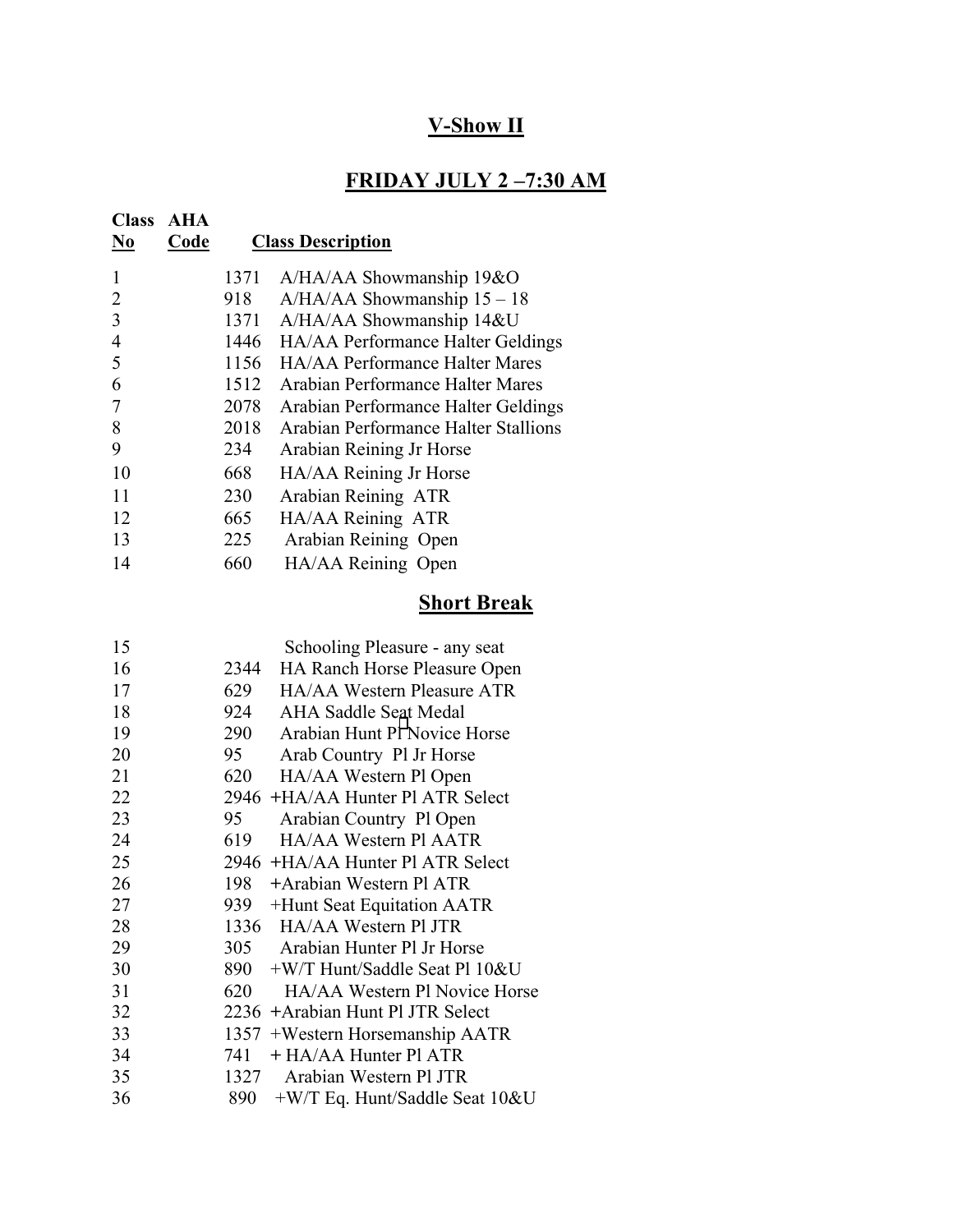# V-Show II

## FRIDAY JULY 2 –7:30 AM

| Class No | AHA Code | Class Description |
|---|---|---|
| 1 | 1371 | A/HA/AA Showmanship 19&O |
| 2 | 918 | A/HA/AA Showmanship 15 – 18 |
| 3 | 1371 | A/HA/AA Showmanship 14&U |
| 4 | 1446 | HA/AA Performance Halter Geldings |
| 5 | 1156 | HA/AA Performance Halter Mares |
| 6 | 1512 | Arabian Performance Halter Mares |
| 7 | 2078 | Arabian Performance Halter Geldings |
| 8 | 2018 | Arabian Performance Halter Stallions |
| 9 | 234 | Arabian Reining Jr Horse |
| 10 | 668 | HA/AA Reining Jr Horse |
| 11 | 230 | Arabian Reining ATR |
| 12 | 665 | HA/AA Reining ATR |
| 13 | 225 | Arabian Reining Open |
| 14 | 660 | HA/AA Reining Open |

## Short Break

| Class No | AHA Code | Class Description |
|---|---|---|
| 15 | | Schooling Pleasure - any seat |
| 16 | 2344 | HA Ranch Horse Pleasure Open |
| 17 | 629 | HA/AA Western Pleasure ATR |
| 18 | 924 | AHA Saddle Seat Medal |
| 19 | 290 | Arabian Hunt Pl Novice Horse |
| 20 | 95 | Arab Country Pl Jr Horse |
| 21 | 620 | HA/AA Western Pl Open |
| 22 | 2946 | +HA/AA Hunter Pl ATR Select |
| 23 | 95 | Arabian Country Pl Open |
| 24 | 619 | HA/AA Western Pl AATR |
| 25 | 2946 | +HA/AA Hunter Pl ATR Select |
| 26 | 198 | +Arabian Western Pl ATR |
| 27 | 939 | +Hunt Seat Equitation AATR |
| 28 | 1336 | HA/AA Western Pl JTR |
| 29 | 305 | Arabian Hunter Pl Jr Horse |
| 30 | 890 | +W/T Hunt/Saddle Seat Pl 10&U |
| 31 | 620 | HA/AA Western Pl Novice Horse |
| 32 | 2236 | +Arabian Hunt Pl JTR Select |
| 33 | 1357 | +Western Horsemanship AATR |
| 34 | 741 | + HA/AA Hunter Pl ATR |
| 35 | 1327 | Arabian Western Pl JTR |
| 36 | 890 | +W/T Eq. Hunt/Saddle Seat 10&U |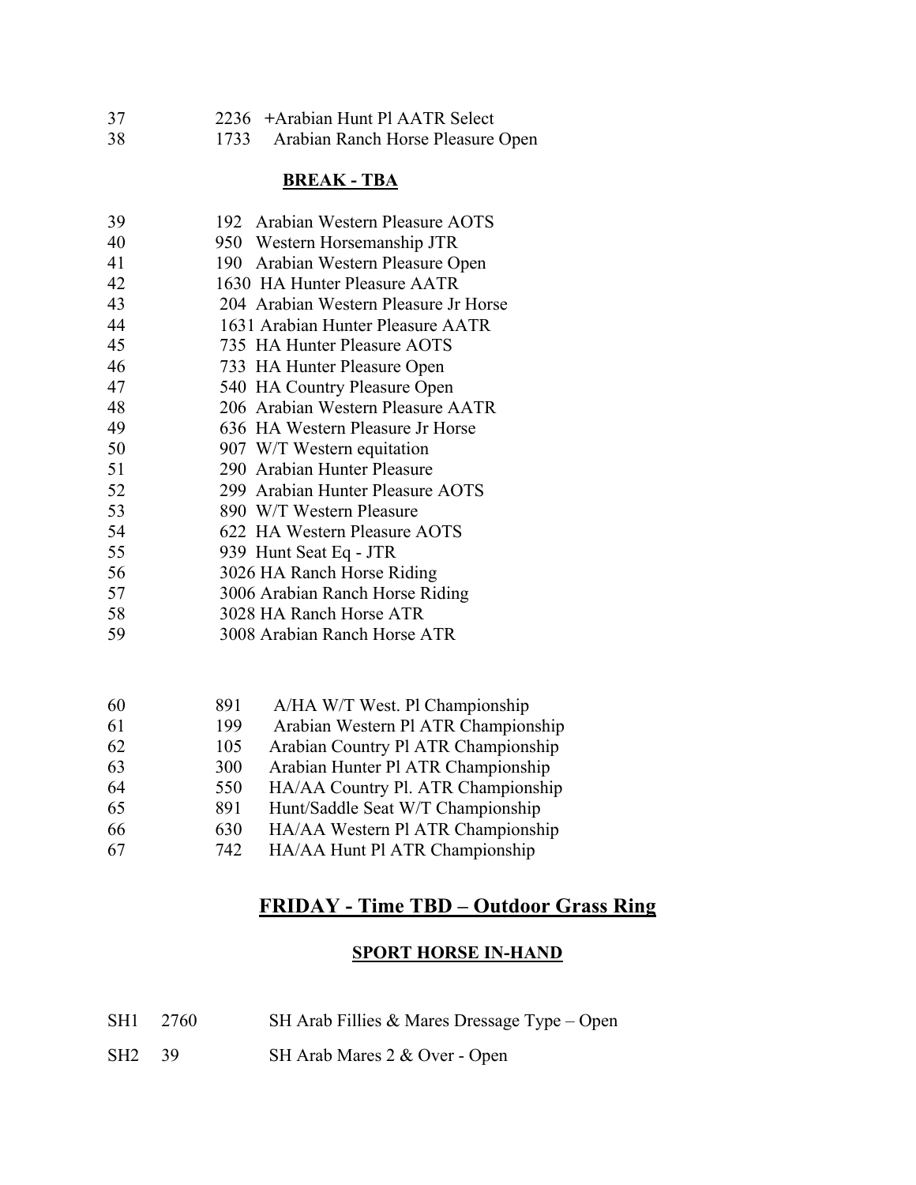37 2236 +Arabian Hunt Pl AATR Select
38 1733 Arabian Ranch Horse Pleasure Open

**BREAK - TBA**

39 192 Arabian Western Pleasure AOTS
40 950 Western Horsemanship JTR
41 190 Arabian Western Pleasure Open
42 1630 HA Hunter Pleasure AATR
43 204 Arabian Western Pleasure Jr Horse
44 1631 Arabian Hunter Pleasure AATR
45 735 HA Hunter Pleasure AOTS
46 733 HA Hunter Pleasure Open
47 540 HA Country Pleasure Open
48 206 Arabian Western Pleasure AATR
49 636 HA Western Pleasure Jr Horse
50 907 W/T Western equitation
51 290 Arabian Hunter Pleasure
52 299 Arabian Hunter Pleasure AOTS
53 890 W/T Western Pleasure
54 622 HA Western Pleasure AOTS
55 939 Hunt Seat Eq - JTR
56 3026 HA Ranch Horse Riding
57 3006 Arabian Ranch Horse Riding
58 3028 HA Ranch Horse ATR
59 3008 Arabian Ranch Horse ATR

60 891 A/HA W/T West. Pl Championship
61 199 Arabian Western Pl ATR Championship
62 105 Arabian Country Pl ATR Championship
63 300 Arabian Hunter Pl ATR Championship
64 550 HA/AA Country Pl. ATR Championship
65 891 Hunt/Saddle Seat W/T Championship
66 630 HA/AA Western Pl ATR Championship
67 742 HA/AA Hunt Pl ATR Championship

## FRIDAY - Time TBD – Outdoor Grass Ring

### SPORT HORSE IN-HAND

SH1 2760 SH Arab Fillies & Mares Dressage Type – Open

SH2 39 SH Arab Mares 2 & Over - Open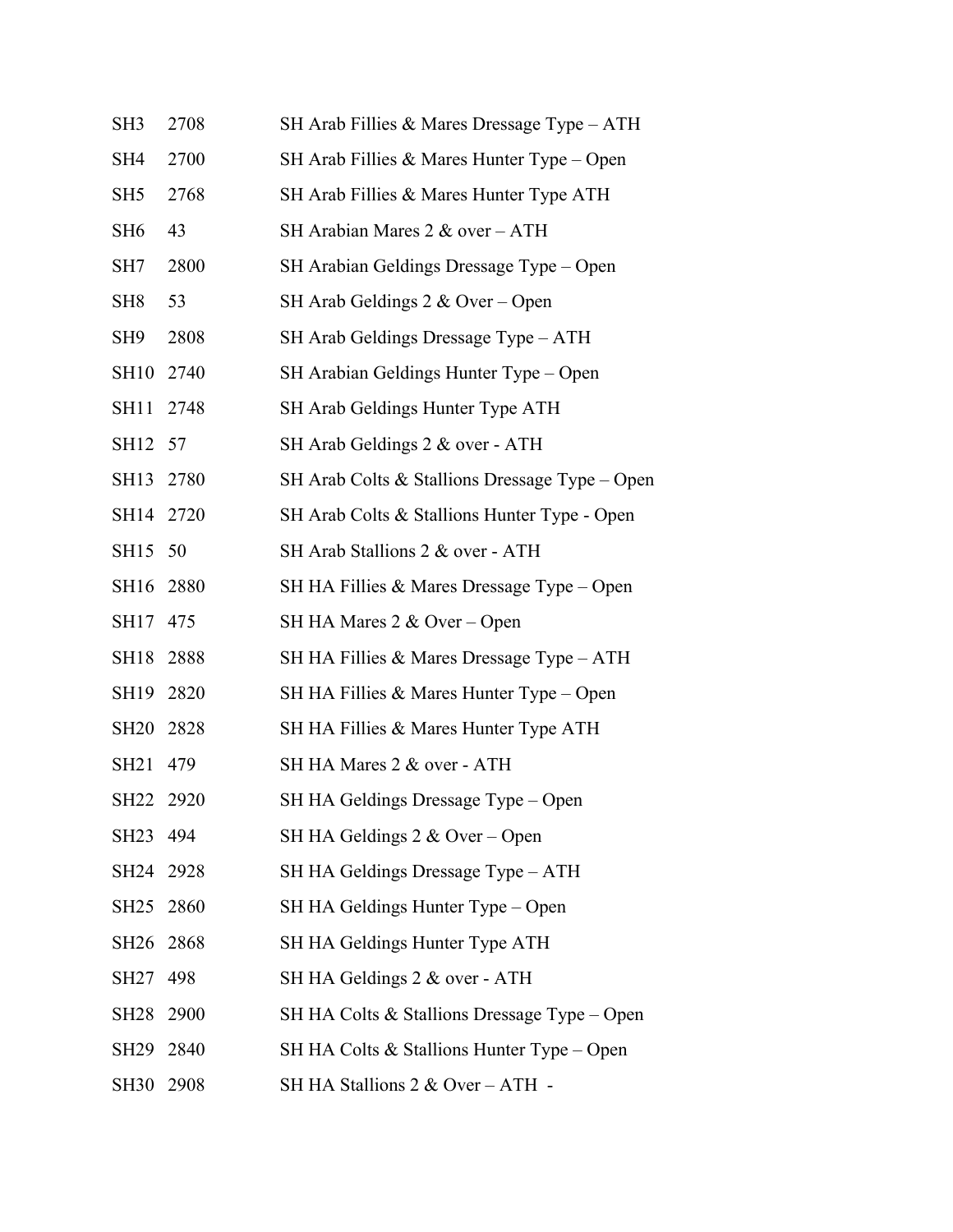| | | |
|---|---|---|
| SH3 | 2708 | SH Arab Fillies & Mares Dressage Type – ATH |
| SH4 | 2700 | SH Arab Fillies & Mares Hunter Type – Open |
| SH5 | 2768 | SH Arab Fillies & Mares Hunter Type ATH |
| SH6 | 43 | SH Arabian Mares 2 & over – ATH |
| SH7 | 2800 | SH Arabian Geldings Dressage Type – Open |
| SH8 | 53 | SH Arab Geldings 2 & Over – Open |
| SH9 | 2808 | SH Arab Geldings Dressage Type – ATH |
| SH10 | 2740 | SH Arabian Geldings Hunter Type – Open |
| SH11 | 2748 | SH Arab Geldings Hunter Type ATH |
| SH12 | 57 | SH Arab Geldings 2 & over - ATH |
| SH13 | 2780 | SH Arab Colts & Stallions Dressage Type – Open |
| SH14 | 2720 | SH Arab Colts & Stallions Hunter Type - Open |
| SH15 | 50 | SH Arab Stallions 2 & over - ATH |
| SH16 | 2880 | SH HA Fillies & Mares Dressage Type – Open |
| SH17 | 475 | SH HA Mares 2 & Over – Open |
| SH18 | 2888 | SH HA Fillies & Mares Dressage Type – ATH |
| SH19 | 2820 | SH HA Fillies & Mares Hunter Type – Open |
| SH20 | 2828 | SH HA Fillies & Mares Hunter Type ATH |
| SH21 | 479 | SH HA Mares 2 & over - ATH |
| SH22 | 2920 | SH HA Geldings Dressage Type – Open |
| SH23 | 494 | SH HA Geldings 2 & Over – Open |
| SH24 | 2928 | SH HA Geldings Dressage Type – ATH |
| SH25 | 2860 | SH HA Geldings Hunter Type – Open |
| SH26 | 2868 | SH HA Geldings Hunter Type ATH |
| SH27 | 498 | SH HA Geldings 2 & over - ATH |
| SH28 | 2900 | SH HA Colts & Stallions Dressage Type – Open |
| SH29 | 2840 | SH HA Colts & Stallions Hunter Type – Open |
| SH30 | 2908 | SH HA Stallions 2 & Over – ATH - |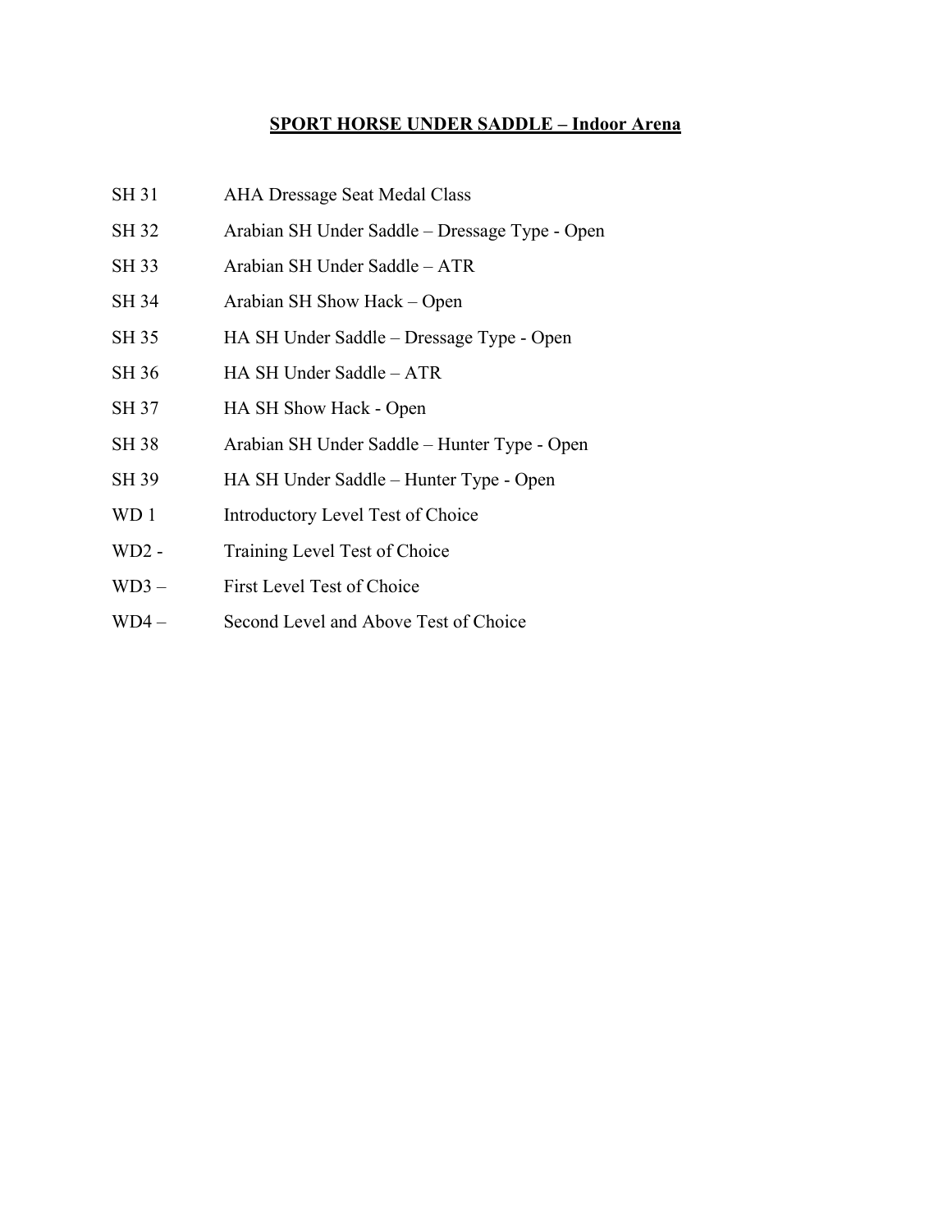## SPORT HORSE UNDER SADDLE – Indoor Arena

| | |
|---|---|
| SH 31 | AHA Dressage Seat Medal Class |
| SH 32 | Arabian SH Under Saddle – Dressage Type - Open |
| SH 33 | Arabian SH Under Saddle – ATR |
| SH 34 | Arabian SH Show Hack – Open |
| SH 35 | HA SH Under Saddle – Dressage Type - Open |
| SH 36 | HA SH Under Saddle – ATR |
| SH 37 | HA SH Show Hack - Open |
| SH 38 | Arabian SH Under Saddle – Hunter Type - Open |
| SH 39 | HA SH Under Saddle – Hunter Type - Open |
| WD 1 | Introductory Level Test of Choice |
| WD2 - | Training Level Test of Choice |
| WD3 – | First Level Test of Choice |
| WD4 – | Second Level and Above Test of Choice |